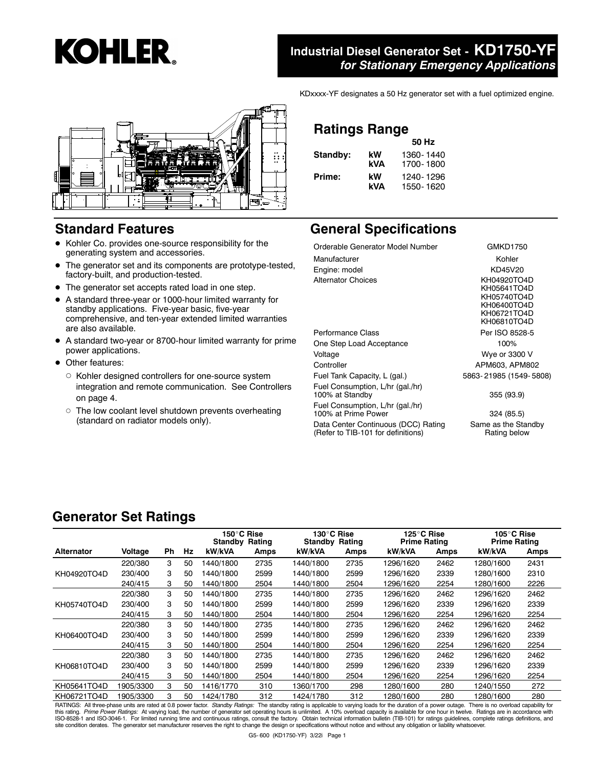# Industrial Diesel Generator Set - KD1750-YF

*for Stationary Emergency Applications*

KDxxxx-YF designates a 50 Hz generator set with a fuel optimized engine.

## Ratings Range

| | | 50 Hz |
|---|---|---|
| **Standby:** | **kW** | 1360-1440 |
| | **kVA** | 1700-1800 |
| **Prime:** | **kW** | 1240-1296 |
| | **kVA** | 1550-1620 |

## Standard Features

- Kohler Co. provides one-source responsibility for the generating system and accessories.
- The generator set and its components are prototype-tested, factory-built, and production-tested.
- The generator set accepts rated load in one step.
- A standard three-year or 1000-hour limited warranty for standby applications. Five-year basic, five-year comprehensive, and ten-year extended limited warranties are also available.
- A standard two-year or 8700-hour limited warranty for prime power applications.
- Other features:
  - Kohler designed controllers for one-source system integration and remote communication. See Controllers on page 4.
  - The low coolant level shutdown prevents overheating (standard on radiator models only).

## General Specifications

| | |
|---|---|
| Orderable Generator Model Number | GMKD1750 |
| Manufacturer | Kohler |
| Engine: model | KD45V20 |
| Alternator Choices | KH04920TO4D<br>KH05641TO4D<br>KH05740TO4D<br>KH06400TO4D<br>KH06721TO4D<br>KH06810TO4D |
| Performance Class | Per ISO 8528-5 |
| One Step Load Acceptance | 100% |
| Voltage | Wye or 3300 V |
| Controller | APM603, APM802 |
| Fuel Tank Capacity, L (gal.) | 5863-21985 (1549-5808) |
| Fuel Consumption, L/hr (gal./hr) 100% at Standby | 355 (93.9) |
| Fuel Consumption, L/hr (gal./hr) 100% at Prime Power | 324 (85.5) |
| Data Center Continuous (DCC) Rating (Refer to TIB-101 for definitions) | Same as the Standby Rating below |

## Generator Set Ratings

| | | | | 150°C Rise Standby Rating | | 130°C Rise Standby Rating | | 125°C Rise Prime Rating | | 105°C Rise Prime Rating | |
|---|---|---|---|---|---|---|---|---|---|---|---|
| **Alternator** | **Voltage** | **Ph** | **Hz** | **kW/kVA** | **Amps** | **kW/kVA** | **Amps** | **kW/kVA** | **Amps** | **kW/kVA** | **Amps** |
| KH04920TO4D | 220/380 | 3 | 50 | 1440/1800 | 2735 | 1440/1800 | 2735 | 1296/1620 | 2462 | 1280/1600 | 2431 |
| | 230/400 | 3 | 50 | 1440/1800 | 2599 | 1440/1800 | 2599 | 1296/1620 | 2339 | 1280/1600 | 2310 |
| | 240/415 | 3 | 50 | 1440/1800 | 2504 | 1440/1800 | 2504 | 1296/1620 | 2254 | 1280/1600 | 2226 |
| KH05740TO4D | 220/380 | 3 | 50 | 1440/1800 | 2735 | 1440/1800 | 2735 | 1296/1620 | 2462 | 1296/1620 | 2462 |
| | 230/400 | 3 | 50 | 1440/1800 | 2599 | 1440/1800 | 2599 | 1296/1620 | 2339 | 1296/1620 | 2339 |
| | 240/415 | 3 | 50 | 1440/1800 | 2504 | 1440/1800 | 2504 | 1296/1620 | 2254 | 1296/1620 | 2254 |
| KH06400TO4D | 220/380 | 3 | 50 | 1440/1800 | 2735 | 1440/1800 | 2735 | 1296/1620 | 2462 | 1296/1620 | 2462 |
| | 230/400 | 3 | 50 | 1440/1800 | 2599 | 1440/1800 | 2599 | 1296/1620 | 2339 | 1296/1620 | 2339 |
| | 240/415 | 3 | 50 | 1440/1800 | 2504 | 1440/1800 | 2504 | 1296/1620 | 2254 | 1296/1620 | 2254 |
| KH06810TO4D | 220/380 | 3 | 50 | 1440/1800 | 2735 | 1440/1800 | 2735 | 1296/1620 | 2462 | 1296/1620 | 2462 |
| | 230/400 | 3 | 50 | 1440/1800 | 2599 | 1440/1800 | 2599 | 1296/1620 | 2339 | 1296/1620 | 2339 |
| | 240/415 | 3 | 50 | 1440/1800 | 2504 | 1440/1800 | 2504 | 1296/1620 | 2254 | 1296/1620 | 2254 |
| KH05641TO4D | 1905/3300 | 3 | 50 | 1416/1770 | 310 | 1360/1700 | 298 | 1280/1600 | 280 | 1240/1550 | 272 |
| KH06721TO4D | 1905/3300 | 3 | 50 | 1424/1780 | 312 | 1424/1780 | 312 | 1280/1600 | 280 | 1280/1600 | 280 |

RATINGS: All three-phase units are rated at 0.8 power factor. *Standby Ratings:* The standby rating is applicable to varying loads for the duration of a power outage. There is no overload capability for this rating. *Prime Power Ratings:* At varying load, the number of generator set operating hours is unlimited. A 10% overload capacity is available for one hour in twelve. Ratings are in accordance with ISO-8528-1 and ISO-3046-1. For limited running time and continuous ratings, consult the factory. Obtain technical information bulletin (TIB-101) for ratings guidelines, complete ratings definitions, and site condition derates. The generator set manufacturer reserves the right to change the design or specifications without notice and without any obligation or liability whatsoever.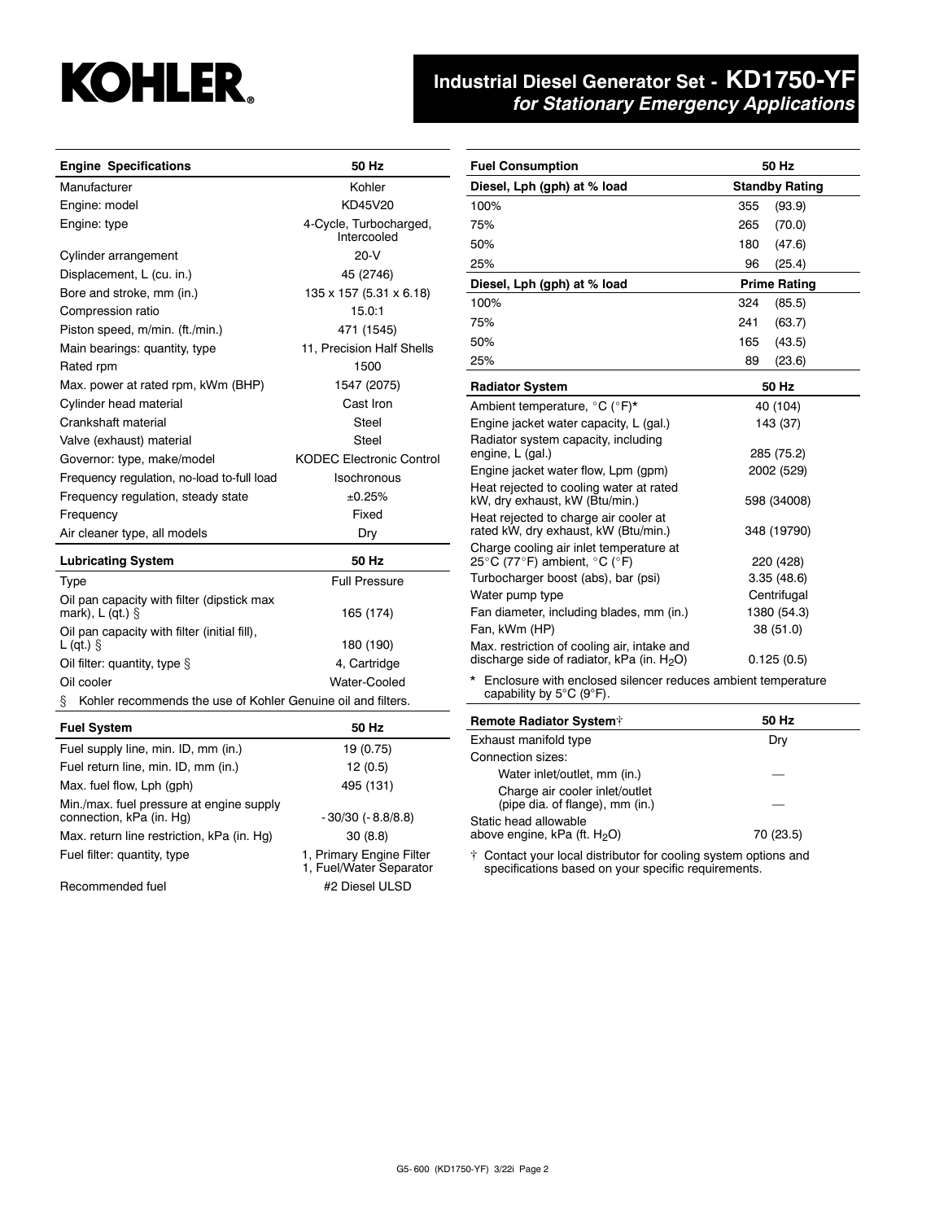# Industrial Diesel Generator Set - KD1750-YF
## *for Stationary Emergency Applications*

| Engine Specifications | 50 Hz |
|---|---|
| Manufacturer | Kohler |
| Engine: model | KD45V20 |
| Engine: type | 4-Cycle, Turbocharged, Intercooled |
| Cylinder arrangement | 20-V |
| Displacement, L (cu. in.) | 45 (2746) |
| Bore and stroke, mm (in.) | 135 x 157 (5.31 x 6.18) |
| Compression ratio | 15.0:1 |
| Piston speed, m/min. (ft./min.) | 471 (1545) |
| Main bearings: quantity, type | 11, Precision Half Shells |
| Rated rpm | 1500 |
| Max. power at rated rpm, kWm (BHP) | 1547 (2075) |
| Cylinder head material | Cast Iron |
| Crankshaft material | Steel |
| Valve (exhaust) material | Steel |
| Governor: type, make/model | KODEC Electronic Control |
| Frequency regulation, no-load to-full load | Isochronous |
| Frequency regulation, steady state | ±0.25% |
| Frequency | Fixed |
| Air cleaner type, all models | Dry |

| Lubricating System | 50 Hz |
|---|---|
| Type | Full Pressure |
| Oil pan capacity with filter (dipstick max mark), L (qt.) § | 165 (174) |
| Oil pan capacity with filter (initial fill), L (qt.) § | 180 (190) |
| Oil filter: quantity, type § | 4, Cartridge |
| Oil cooler | Water-Cooled |

§ Kohler recommends the use of Kohler Genuine oil and filters.

| Fuel System | 50 Hz |
|---|---|
| Fuel supply line, min. ID, mm (in.) | 19 (0.75) |
| Fuel return line, min. ID, mm (in.) | 12 (0.5) |
| Max. fuel flow, Lph (gph) | 495 (131) |
| Min./max. fuel pressure at engine supply connection, kPa (in. Hg) | -30/30 (-8.8/8.8) |
| Max. return line restriction, kPa (in. Hg) | 30 (8.8) |
| Fuel filter: quantity, type | 1, Primary Engine Filter<br>1, Fuel/Water Separator |
| Recommended fuel | #2 Diesel ULSD |

| Fuel Consumption | 50 Hz |
|---|---|
| **Diesel, Lph (gph) at % load** | **Standby Rating** |
| 100% | 355 (93.9) |
| 75% | 265 (70.0) |
| 50% | 180 (47.6) |
| 25% | 96 (25.4) |
| **Diesel, Lph (gph) at % load** | **Prime Rating** |
| 100% | 324 (85.5) |
| 75% | 241 (63.7) |
| 50% | 165 (43.5) |
| 25% | 89 (23.6) |

| Radiator System | 50 Hz |
|---|---|
| Ambient temperature, °C (°F)* | 40 (104) |
| Engine jacket water capacity, L (gal.) | 143 (37) |
| Radiator system capacity, including engine, L (gal.) | 285 (75.2) |
| Engine jacket water flow, Lpm (gpm) | 2002 (529) |
| Heat rejected to cooling water at rated kW, dry exhaust, kW (Btu/min.) | 598 (34008) |
| Heat rejected to charge air cooler at rated kW, dry exhaust, kW (Btu/min.) | 348 (19790) |
| Charge cooling air inlet temperature at 25°C (77°F) ambient, °C (°F) | 220 (428) |
| Turbocharger boost (abs), bar (psi) | 3.35 (48.6) |
| Water pump type | Centrifugal |
| Fan diameter, including blades, mm (in.) | 1380 (54.3) |
| Fan, kWm (HP) | 38 (51.0) |
| Max. restriction of cooling air, intake and discharge side of radiator, kPa (in. $H_2O$) | 0.125 (0.5) |

\* Enclosure with enclosed silencer reduces ambient temperature capability by 5°C (9°F).

| Remote Radiator System† | 50 Hz |
|---|---|
| Exhaust manifold type | Dry |
| Connection sizes: | |
| Water inlet/outlet, mm (in.) | — |
| Charge air cooler inlet/outlet (pipe dia. of flange), mm (in.) | — |
| Static head allowable above engine, kPa (ft. $H_2O$) | 70 (23.5) |

† Contact your local distributor for cooling system options and specifications based on your specific requirements.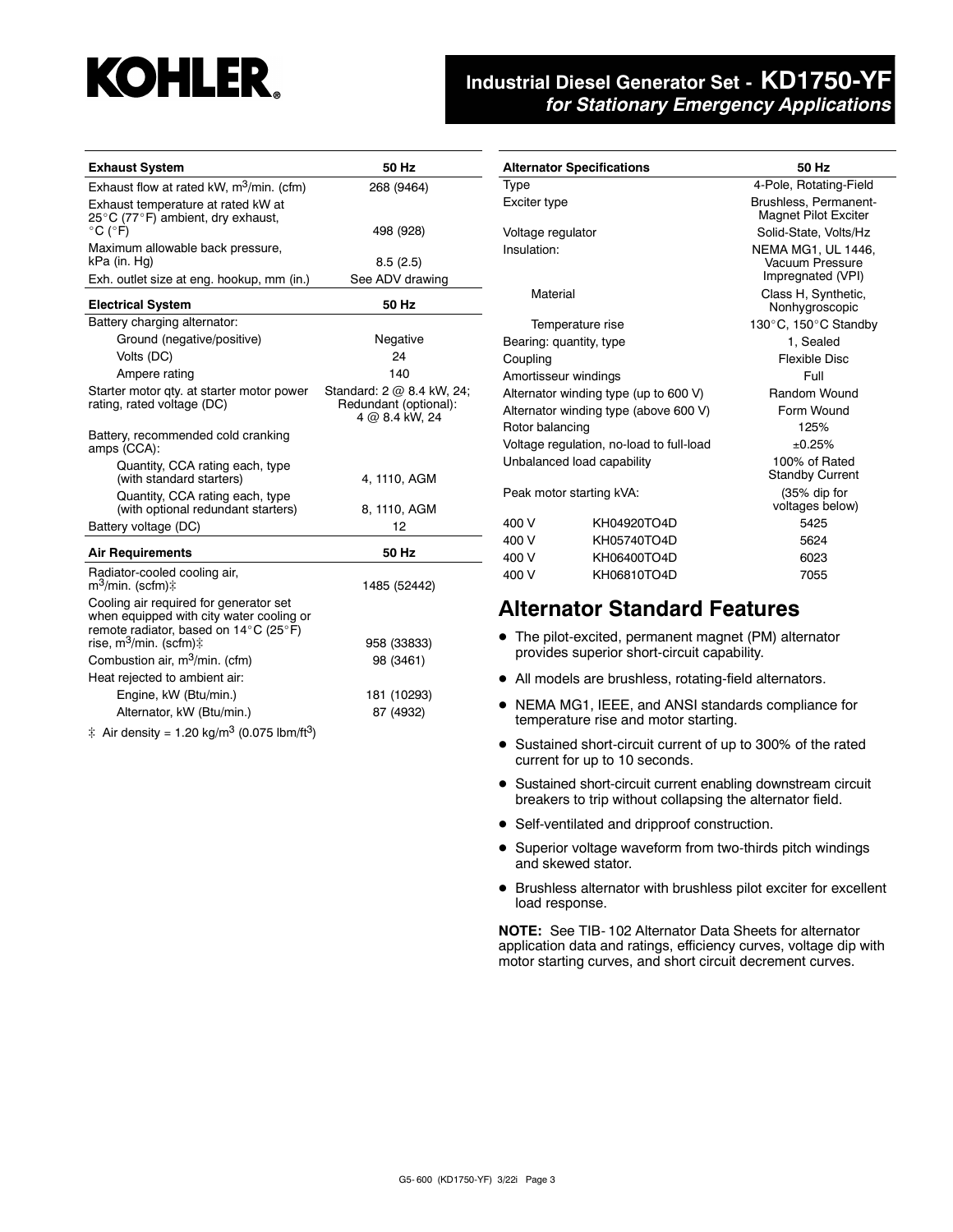# KOHLER

## Industrial Diesel Generator Set - KD1750-YF *for Stationary Emergency Applications*

| Exhaust System | 50 Hz |
|---|---|
| Exhaust flow at rated kW, $m^3$/min. (cfm) | 268 (9464) |
| Exhaust temperature at rated kW at 25°C (77°F) ambient, dry exhaust, °C (°F) | 498 (928) |
| Maximum allowable back pressure, kPa (in. Hg) | 8.5 (2.5) |
| Exh. outlet size at eng. hookup, mm (in.) | See ADV drawing |

| Electrical System | 50 Hz |
|---|---|
| Battery charging alternator: | |
| Ground (negative/positive) | Negative |
| Volts (DC) | 24 |
| Ampere rating | 140 |
| Starter motor qty. at starter motor power rating, rated voltage (DC) | Standard: 2 @ 8.4 kW, 24; Redundant (optional): 4 @ 8.4 kW, 24 |
| Battery, recommended cold cranking amps (CCA): | |
| Quantity, CCA rating each, type (with standard starters) | 4, 1110, AGM |
| Quantity, CCA rating each, type (with optional redundant starters) | 8, 1110, AGM |
| Battery voltage (DC) | 12 |

| Air Requirements | 50 Hz |
|---|---|
| Radiator-cooled cooling air, $m^3$/min. (scfm)‡ | 1485 (52442) |
| Cooling air required for generator set when equipped with city water cooling or remote radiator, based on 14°C (25°F) rise, $m^3$/min. (scfm)‡ | 958 (33833) |
| Combustion air, $m^3$/min. (cfm) | 98 (3461) |
| Heat rejected to ambient air: | |
| Engine, kW (Btu/min.) | 181 (10293) |
| Alternator, kW (Btu/min.) | 87 (4932) |

‡ Air density = 1.20 kg/$m^3$ (0.075 lbm/$ft^3$)

| Alternator Specifications | | 50 Hz |
|---|---|---|
| Type | | 4-Pole, Rotating-Field |
| Exciter type | | Brushless, Permanent-Magnet Pilot Exciter |
| Voltage regulator | | Solid-State, Volts/Hz |
| Insulation: | | NEMA MG1, UL 1446, Vacuum Pressure Impregnated (VPI) |
| Material | | Class H, Synthetic, Nonhygroscopic |
| Temperature rise | | 130°C, 150°C Standby |
| Bearing: quantity, type | | 1, Sealed |
| Coupling | | Flexible Disc |
| Amortisseur windings | | Full |
| Alternator winding type (up to 600 V) | | Random Wound |
| Alternator winding type (above 600 V) | | Form Wound |
| Rotor balancing | | 125% |
| Voltage regulation, no-load to full-load | | ±0.25% |
| Unbalanced load capability | | 100% of Rated Standby Current |
| Peak motor starting kVA: | | (35% dip for voltages below) |
| 400 V | KH04920TO4D | 5425 |
| 400 V | KH05740TO4D | 5624 |
| 400 V | KH06400TO4D | 6023 |
| 400 V | KH06810TO4D | 7055 |

## Alternator Standard Features

- The pilot-excited, permanent magnet (PM) alternator provides superior short-circuit capability.
- All models are brushless, rotating-field alternators.
- NEMA MG1, IEEE, and ANSI standards compliance for temperature rise and motor starting.
- Sustained short-circuit current of up to 300% of the rated current for up to 10 seconds.
- Sustained short-circuit current enabling downstream circuit breakers to trip without collapsing the alternator field.
- Self-ventilated and dripproof construction.
- Superior voltage waveform from two-thirds pitch windings and skewed stator.
- Brushless alternator with brushless pilot exciter for excellent load response.

**NOTE:** See TIB- 102 Alternator Data Sheets for alternator application data and ratings, efficiency curves, voltage dip with motor starting curves, and short circuit decrement curves.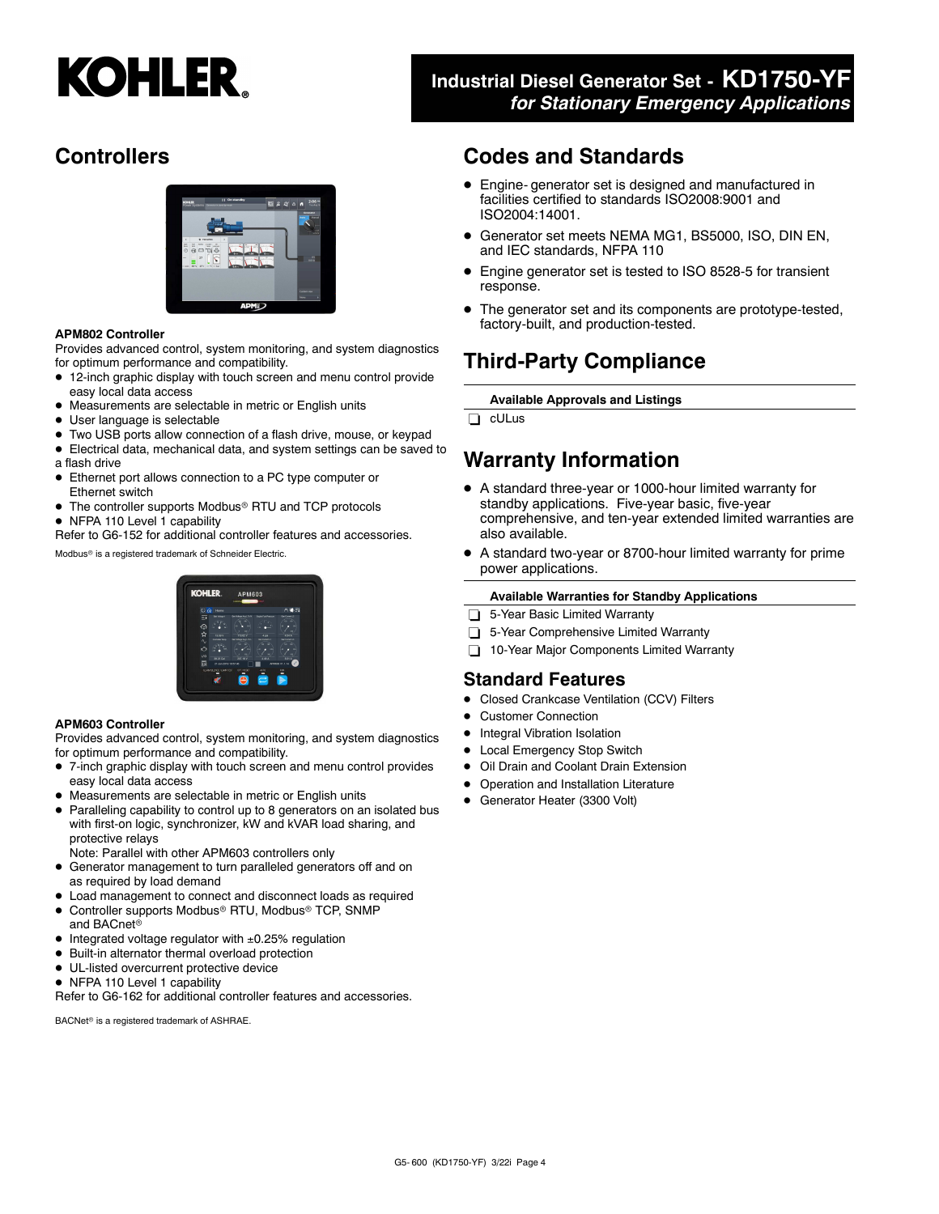# Industrial Diesel Generator Set - KD1750-YF

*for Stationary Emergency Applications*

## Controllers

**APM802 Controller**

Provides advanced control, system monitoring, and system diagnostics for optimum performance and compatibility.

- 12-inch graphic display with touch screen and menu control provide easy local data access
- Measurements are selectable in metric or English units
- User language is selectable
- Two USB ports allow connection of a flash drive, mouse, or keypad
- Electrical data, mechanical data, and system settings can be saved to a flash drive
- Ethernet port allows connection to a PC type computer or Ethernet switch
- The controller supports Modbus® RTU and TCP protocols
- NFPA 110 Level 1 capability

Refer to G6-152 for additional controller features and accessories.

Modbus® is a registered trademark of Schneider Electric.

**APM603 Controller**

Provides advanced control, system monitoring, and system diagnostics for optimum performance and compatibility.

- 7-inch graphic display with touch screen and menu control provides easy local data access
- Measurements are selectable in metric or English units
- Paralleling capability to control up to 8 generators on an isolated bus with first-on logic, synchronizer, kW and kVAR load sharing, and protective relays
  Note: Parallel with other APM603 controllers only
- Generator management to turn paralleled generators off and on as required by load demand
- Load management to connect and disconnect loads as required
- Controller supports Modbus® RTU, Modbus® TCP, SNMP and BACnet®
- Integrated voltage regulator with ±0.25% regulation
- Built-in alternator thermal overload protection
- UL-listed overcurrent protective device
- NFPA 110 Level 1 capability

Refer to G6-162 for additional controller features and accessories.

BACNet® is a registered trademark of ASHRAE.

## Codes and Standards

- Engine- generator set is designed and manufactured in facilities certified to standards ISO2008:9001 and ISO2004:14001.
- Generator set meets NEMA MG1, BS5000, ISO, DIN EN, and IEC standards, NFPA 110
- Engine generator set is tested to ISO 8528-5 for transient response.
- The generator set and its components are prototype-tested, factory-built, and production-tested.

## Third-Party Compliance

**Available Approvals and Listings**

- ❑ cULus

## Warranty Information

- A standard three-year or 1000-hour limited warranty for standby applications. Five-year basic, five-year comprehensive, and ten-year extended limited warranties are also available.
- A standard two-year or 8700-hour limited warranty for prime power applications.

**Available Warranties for Standby Applications**

- ❑ 5-Year Basic Limited Warranty
- ❑ 5-Year Comprehensive Limited Warranty
- ❑ 10-Year Major Components Limited Warranty

## Standard Features

- Closed Crankcase Ventilation (CCV) Filters
- Customer Connection
- Integral Vibration Isolation
- Local Emergency Stop Switch
- Oil Drain and Coolant Drain Extension
- Operation and Installation Literature
- Generator Heater (3300 Volt)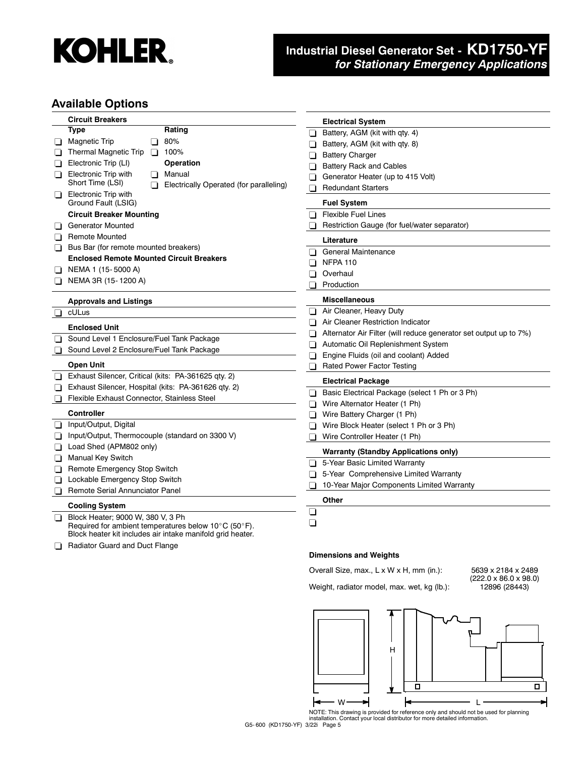# Industrial Diesel Generator Set - KD1750-YF
## *for Stationary Emergency Applications*

## Available Options

### Circuit Breakers

**Type**
- ❑ Magnetic Trip
- ❑ Thermal Magnetic Trip
- ❑ Electronic Trip (LI)
- ❑ Electronic Trip with Short Time (LSI)
- ❑ Electronic Trip with Ground Fault (LSIG)

**Rating**
- ❑ 80%
- ❑ 100%

**Operation**
- ❑ Manual
- ❑ Electrically Operated (for paralleling)

**Circuit Breaker Mounting**
- ❑ Generator Mounted
- ❑ Remote Mounted
- ❑ Bus Bar (for remote mounted breakers)

**Enclosed Remote Mounted Circuit Breakers**
- ❑ NEMA 1 (15- 5000 A)
- ❑ NEMA 3R (15- 1200 A)

### Approvals and Listings
- ❑ cULus

### Enclosed Unit
- ❑ Sound Level 1 Enclosure/Fuel Tank Package
- ❑ Sound Level 2 Enclosure/Fuel Tank Package

### Open Unit
- ❑ Exhaust Silencer, Critical (kits: PA-361625 qty. 2)
- ❑ Exhaust Silencer, Hospital (kits: PA-361626 qty. 2)
- ❑ Flexible Exhaust Connector, Stainless Steel

### Controller
- ❑ Input/Output, Digital
- ❑ Input/Output, Thermocouple (standard on 3300 V)
- ❑ Load Shed (APM802 only)
- ❑ Manual Key Switch
- ❑ Remote Emergency Stop Switch
- ❑ Lockable Emergency Stop Switch
- ❑ Remote Serial Annunciator Panel

### Cooling System
- ❑ Block Heater; 9000 W, 380 V, 3 Ph
  Required for ambient temperatures below 10°C (50°F).
  Block heater kit includes air intake manifold grid heater.
- ❑ Radiator Guard and Duct Flange

### Electrical System
- ❑ Battery, AGM (kit with qty. 4)
- ❑ Battery, AGM (kit with qty. 8)
- ❑ Battery Charger
- ❑ Battery Rack and Cables
- ❑ Generator Heater (up to 415 Volt)
- ❑ Redundant Starters

### Fuel System
- ❑ Flexible Fuel Lines
- ❑ Restriction Gauge (for fuel/water separator)

### Literature
- ❑ General Maintenance
- ❑ NFPA 110
- ❑ Overhaul
- ❑ Production

### Miscellaneous
- ❑ Air Cleaner, Heavy Duty
- ❑ Air Cleaner Restriction Indicator
- ❑ Alternator Air Filter (will reduce generator set output up to 7%)
- ❑ Automatic Oil Replenishment System
- ❑ Engine Fluids (oil and coolant) Added
- ❑ Rated Power Factor Testing

### Electrical Package
- ❑ Basic Electrical Package (select 1 Ph or 3 Ph)
- ❑ Wire Alternator Heater (1 Ph)
- ❑ Wire Battery Charger (1 Ph)
- ❑ Wire Block Heater (select 1 Ph or 3 Ph)
- ❑ Wire Controller Heater (1 Ph)

### Warranty (Standby Applications only)
- ❑ 5-Year Basic Limited Warranty
- ❑ 5-Year Comprehensive Limited Warranty
- ❑ 10-Year Major Components Limited Warranty

### Other
- ❑
- ❑

### Dimensions and Weights

| | |
|---|---|
| Overall Size, max., L x W x H, mm (in.): | 5639 x 2184 x 2489 (222.0 x 86.0 x 98.0) |
| Weight, radiator model, max. wet, kg (lb.): | 12896 (28443) |

NOTE: This drawing is provided for reference only and should not be used for planning installation. Contact your local distributor for more detailed information.

G5- 600 (KD1750-YF) 3/22i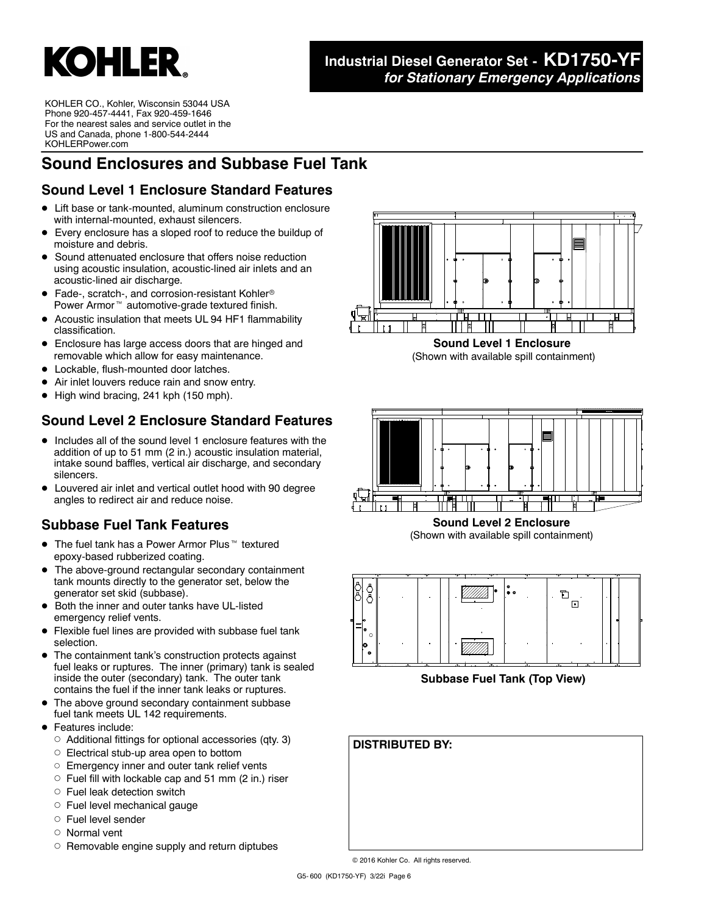# KOHLER

## Industrial Diesel Generator Set - KD1750-YF
*for Stationary Emergency Applications*

KOHLER CO., Kohler, Wisconsin 53044 USA
Phone 920-457-4441, Fax 920-459-1646
For the nearest sales and service outlet in the US and Canada, phone 1-800-544-2444
KOHLERPower.com

# Sound Enclosures and Subbase Fuel Tank

## Sound Level 1 Enclosure Standard Features

- Lift base or tank-mounted, aluminum construction enclosure with internal-mounted, exhaust silencers.
- Every enclosure has a sloped roof to reduce the buildup of moisture and debris.
- Sound attenuated enclosure that offers noise reduction using acoustic insulation, acoustic-lined air inlets and an acoustic-lined air discharge.
- Fade-, scratch-, and corrosion-resistant Kohler® Power Armor™ automotive-grade textured finish.
- Acoustic insulation that meets UL 94 HF1 flammability classification.
- Enclosure has large access doors that are hinged and removable which allow for easy maintenance.
- Lockable, flush-mounted door latches.
- Air inlet louvers reduce rain and snow entry.
- High wind bracing, 241 kph (150 mph).

**Sound Level 1 Enclosure**
(Shown with available spill containment)

## Sound Level 2 Enclosure Standard Features

- Includes all of the sound level 1 enclosure features with the addition of up to 51 mm (2 in.) acoustic insulation material, intake sound baffles, vertical air discharge, and secondary silencers.
- Louvered air inlet and vertical outlet hood with 90 degree angles to redirect air and reduce noise.

**Sound Level 2 Enclosure**
(Shown with available spill containment)

## Subbase Fuel Tank Features

- The fuel tank has a Power Armor Plus™ textured epoxy-based rubberized coating.
- The above-ground rectangular secondary containment tank mounts directly to the generator set, below the generator set skid (subbase).
- Both the inner and outer tanks have UL-listed emergency relief vents.
- Flexible fuel lines are provided with subbase fuel tank selection.
- The containment tank's construction protects against fuel leaks or ruptures. The inner (primary) tank is sealed inside the outer (secondary) tank. The outer tank contains the fuel if the inner tank leaks or ruptures.
- The above ground secondary containment subbase fuel tank meets UL 142 requirements.
- Features include:
  - Additional fittings for optional accessories (qty. 3)
  - Electrical stub-up area open to bottom
  - Emergency inner and outer tank relief vents
  - Fuel fill with lockable cap and 51 mm (2 in.) riser
  - Fuel leak detection switch
  - Fuel level mechanical gauge
  - Fuel level sender
  - Normal vent
  - Removable engine supply and return diptubes

**Subbase Fuel Tank (Top View)**

**DISTRIBUTED BY:**

© 2016 Kohler Co. All rights reserved.

G5- 600 (KD1750-YF) 3/22i